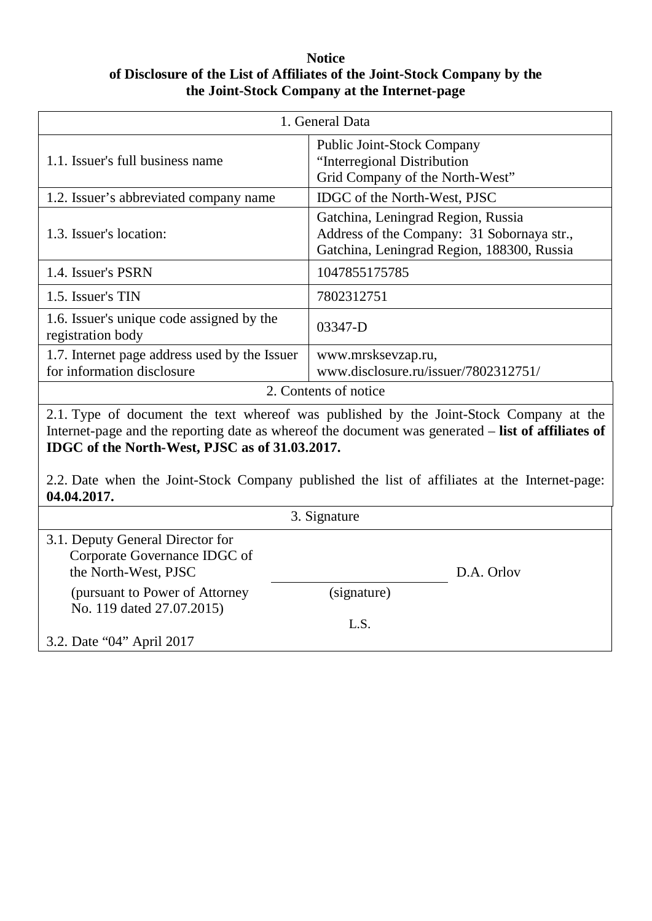**Notice**
**of Disclosure of the List of Affiliates of the Joint-Stock Company by the the Joint-Stock Company at the Internet-page**

| 1. General Data | |
|---|---|
| 1.1. Issuer's full business name | Public Joint-Stock Company "Interregional Distribution Grid Company of the North-West" |
| 1.2. Issuer's abbreviated company name | IDGC of the North-West, PJSC |
| 1.3. Issuer's location: | Gatchina, Leningrad Region, Russia<br>Address of the Company: 31 Sobornaya str., Gatchina, Leningrad Region, 188300, Russia |
| 1.4. Issuer's PSRN | 1047855175785 |
| 1.5. Issuer's TIN | 7802312751 |
| 1.6. Issuer's unique code assigned by the registration body | 03347-D |
| 1.7. Internet page address used by the Issuer for information disclosure | www.mrsksevzap.ru,<br>www.disclosure.ru/issuer/7802312751/ |

**2. Contents of notice**

2.1. Type of document the text whereof was published by the Joint-Stock Company at the Internet-page and the reporting date as whereof the document was generated – **list of affiliates of IDGC of the North-West, PJSC as of 31.03.2017.**

2.2. Date when the Joint-Stock Company published the list of affiliates at the Internet-page: **04.04.2017.**

**3. Signature**

| | | |
|---|---|---|
| 3.1. Deputy General Director for Corporate Governance IDGC of the North-West, PJSC<br>(pursuant to Power of Attorney No. 119 dated 27.07.2015) | (signature)<br>L.S. | D.A. Orlov |
| 3.2. Date "04" April 2017 | | |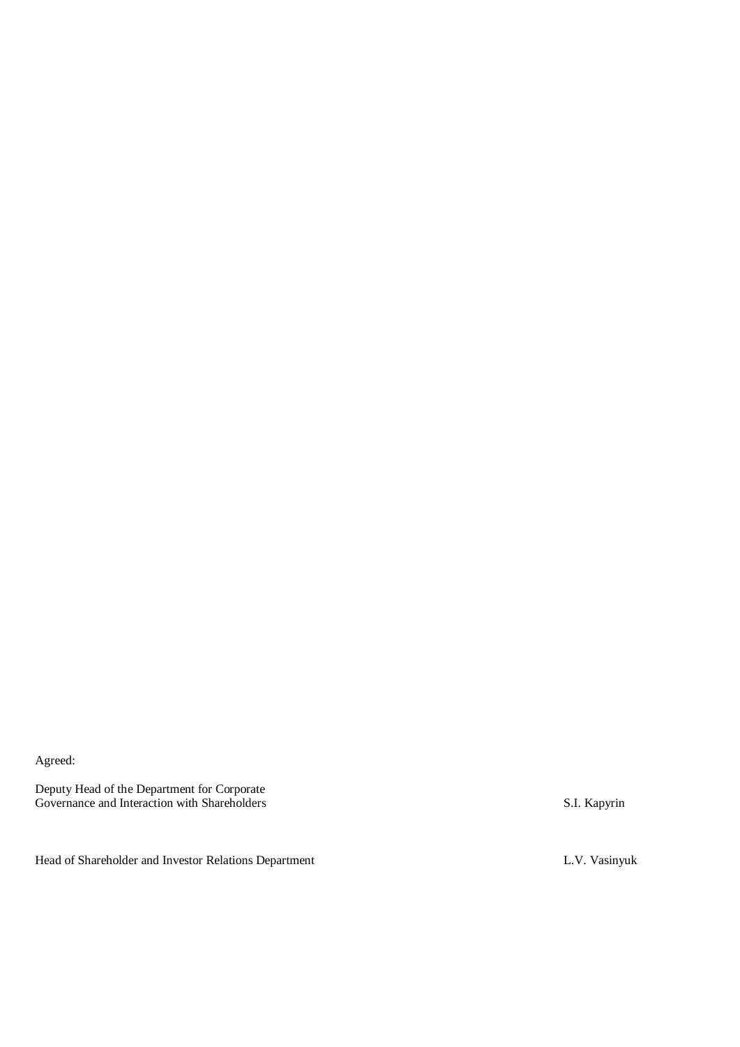Agreed:

| | |
|---|---|
| Deputy Head of the Department for Corporate Governance and Interaction with Shareholders | S.I. Kapyrin |
| Head of Shareholder and Investor Relations Department | L.V. Vasinyuk |